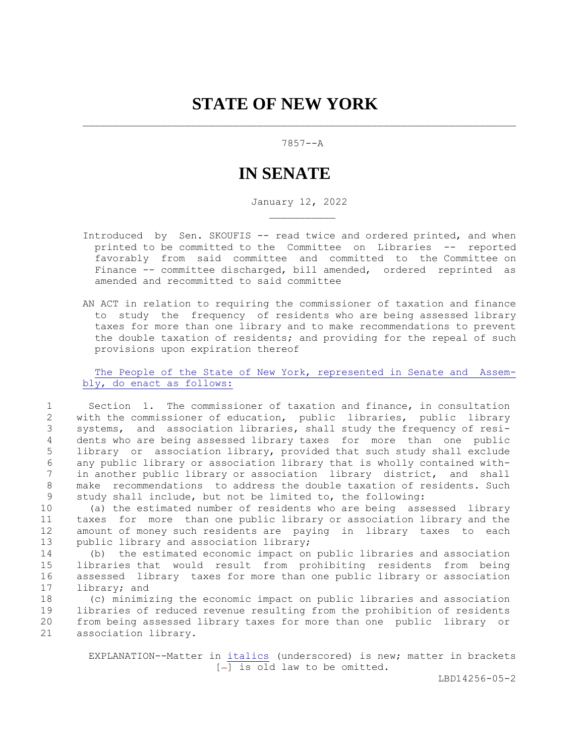# STATE OF NEW YORK

7857--A

# IN SENATE

January 12, 2022

Introduced by Sen. SKOUFIS -- read twice and ordered printed, and when printed to be committed to the Committee on Libraries -- reported favorably from said committee and committed to the Committee on Finance -- committee discharged, bill amended, ordered reprinted as amended and recommitted to said committee

AN ACT in relation to requiring the commissioner of taxation and finance to study the frequency of residents who are being assessed library taxes for more than one library and to make recommendations to prevent the double taxation of residents; and providing for the repeal of such provisions upon expiration thereof

The People of the State of New York, represented in Senate and Assembly, do enact as follows:

Section 1. The commissioner of taxation and finance, in consultation with the commissioner of education, public libraries, public library systems, and association libraries, shall study the frequency of residents who are being assessed library taxes for more than one public library or association library, provided that such study shall exclude any public library or association library that is wholly contained within another public library or association library district, and shall make recommendations to address the double taxation of residents. Such study shall include, but not be limited to, the following:

(a) the estimated number of residents who are being assessed library taxes for more than one public library or association library and the amount of money such residents are paying in library taxes to each public library and association library;

(b) the estimated economic impact on public libraries and association libraries that would result from prohibiting residents from being assessed library taxes for more than one public library or association library; and

(c) minimizing the economic impact on public libraries and association libraries of reduced revenue resulting from the prohibition of residents from being assessed library taxes for more than one public library or association library.

EXPLANATION--Matter in *italics* (underscored) is new; matter in brackets [-] is old law to be omitted.

LBD14256-05-2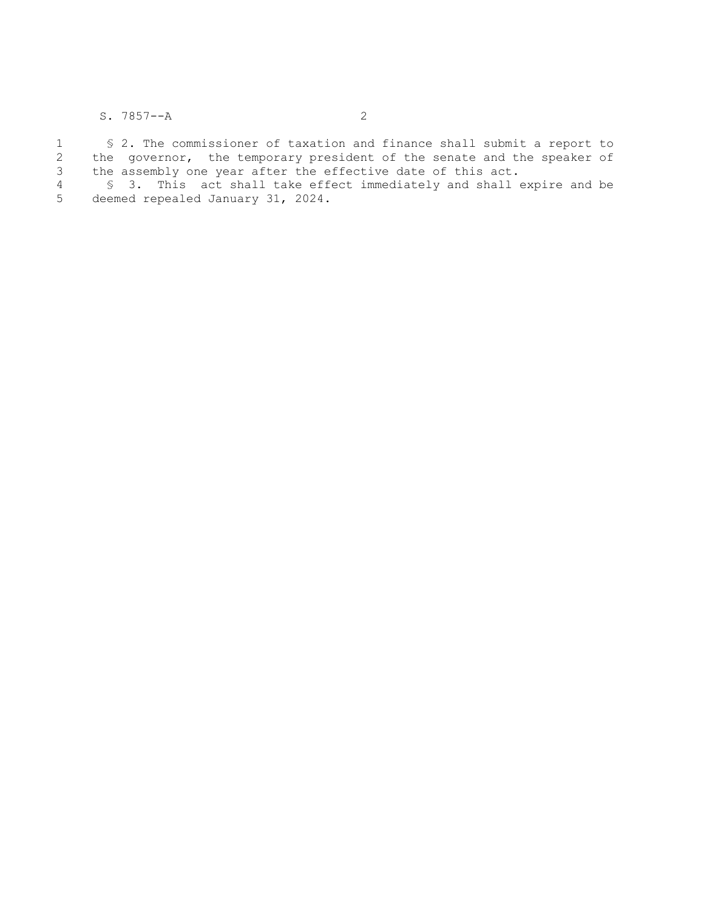§ 2. The commissioner of taxation and finance shall submit a report to the governor, the temporary president of the senate and the speaker of the assembly one year after the effective date of this act.

§ 3. This act shall take effect immediately and shall expire and be deemed repealed January 31, 2024.